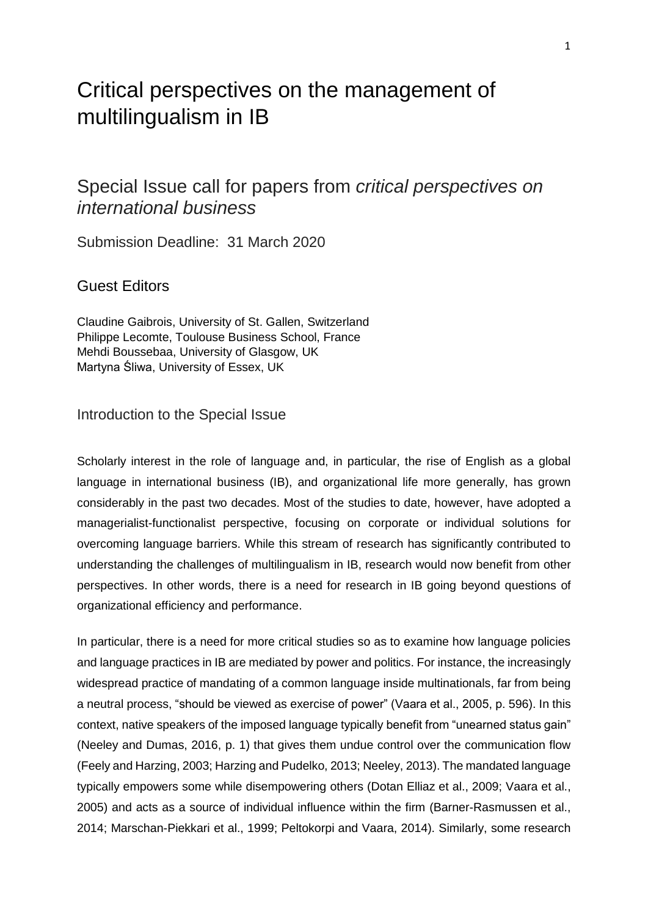# Critical perspectives on the management of multilingualism in IB

## Special Issue call for papers from *critical perspectives on international business*

Submission Deadline: 31 March 2020

### Guest Editors

Claudine Gaibrois, University of St. Gallen, Switzerland
Philippe Lecomte, Toulouse Business School, France
Mehdi Boussebaa, University of Glasgow, UK
Martyna Śliwa, University of Essex, UK

### Introduction to the Special Issue

Scholarly interest in the role of language and, in particular, the rise of English as a global language in international business (IB), and organizational life more generally, has grown considerably in the past two decades. Most of the studies to date, however, have adopted a managerialist-functionalist perspective, focusing on corporate or individual solutions for overcoming language barriers. While this stream of research has significantly contributed to understanding the challenges of multilingualism in IB, research would now benefit from other perspectives. In other words, there is a need for research in IB going beyond questions of organizational efficiency and performance.

In particular, there is a need for more critical studies so as to examine how language policies and language practices in IB are mediated by power and politics. For instance, the increasingly widespread practice of mandating of a common language inside multinationals, far from being a neutral process, "should be viewed as exercise of power" (Vaara et al., 2005, p. 596). In this context, native speakers of the imposed language typically benefit from "unearned status gain" (Neeley and Dumas, 2016, p. 1) that gives them undue control over the communication flow (Feely and Harzing, 2003; Harzing and Pudelko, 2013; Neeley, 2013). The mandated language typically empowers some while disempowering others (Dotan Elliaz et al., 2009; Vaara et al., 2005) and acts as a source of individual influence within the firm (Barner-Rasmussen et al., 2014; Marschan-Piekkari et al., 1999; Peltokorpi and Vaara, 2014). Similarly, some research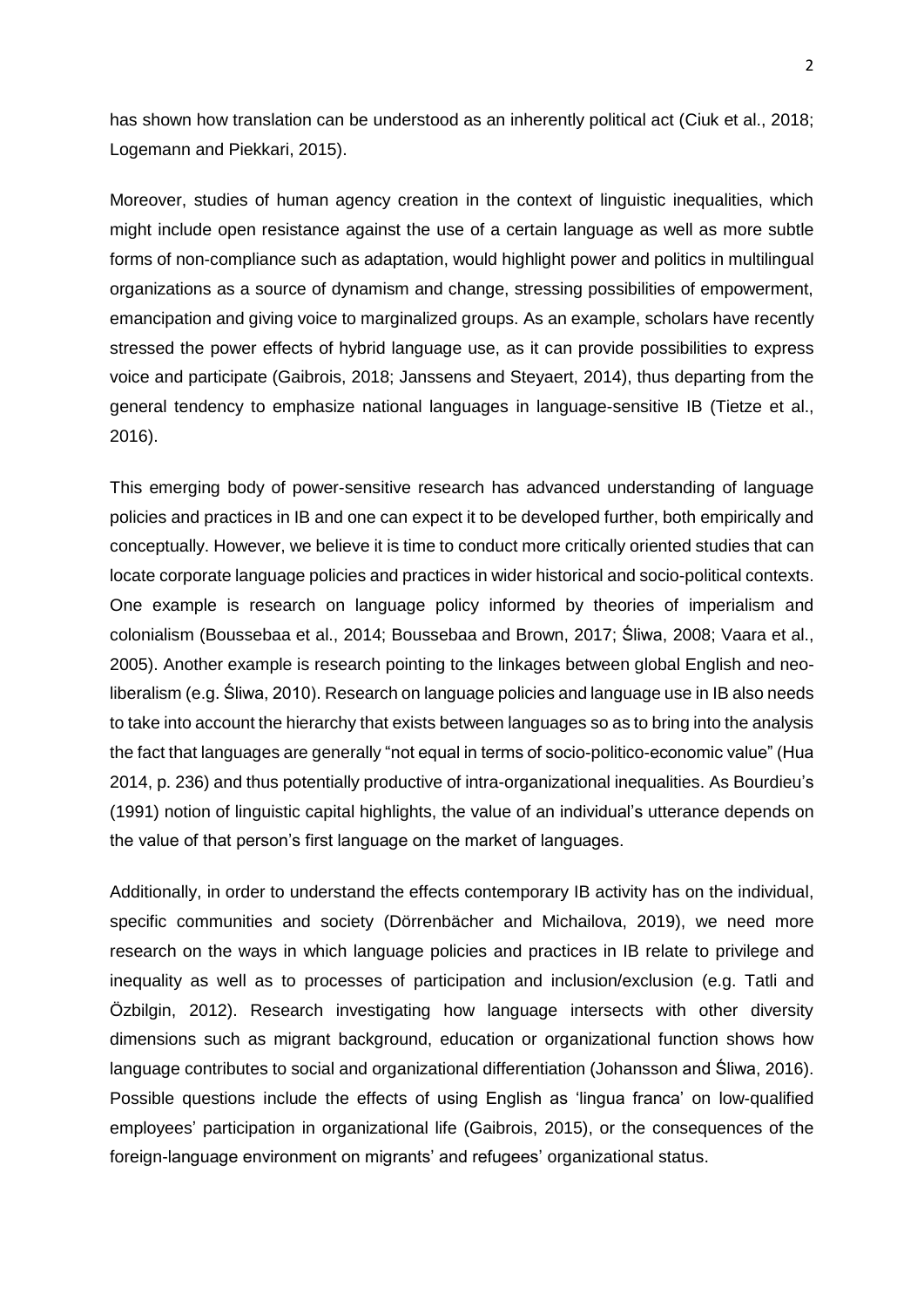has shown how translation can be understood as an inherently political act (Ciuk et al., 2018; Logemann and Piekkari, 2015).

Moreover, studies of human agency creation in the context of linguistic inequalities, which might include open resistance against the use of a certain language as well as more subtle forms of non-compliance such as adaptation, would highlight power and politics in multilingual organizations as a source of dynamism and change, stressing possibilities of empowerment, emancipation and giving voice to marginalized groups. As an example, scholars have recently stressed the power effects of hybrid language use, as it can provide possibilities to express voice and participate (Gaibrois, 2018; Janssens and Steyaert, 2014), thus departing from the general tendency to emphasize national languages in language-sensitive IB (Tietze et al., 2016).

This emerging body of power-sensitive research has advanced understanding of language policies and practices in IB and one can expect it to be developed further, both empirically and conceptually. However, we believe it is time to conduct more critically oriented studies that can locate corporate language policies and practices in wider historical and socio-political contexts. One example is research on language policy informed by theories of imperialism and colonialism (Boussebaa et al., 2014; Boussebaa and Brown, 2017; Śliwa, 2008; Vaara et al., 2005). Another example is research pointing to the linkages between global English and neo-liberalism (e.g. Śliwa, 2010). Research on language policies and language use in IB also needs to take into account the hierarchy that exists between languages so as to bring into the analysis the fact that languages are generally "not equal in terms of socio-politico-economic value" (Hua 2014, p. 236) and thus potentially productive of intra-organizational inequalities. As Bourdieu's (1991) notion of linguistic capital highlights, the value of an individual's utterance depends on the value of that person's first language on the market of languages.

Additionally, in order to understand the effects contemporary IB activity has on the individual, specific communities and society (Dörrenbächer and Michailova, 2019), we need more research on the ways in which language policies and practices in IB relate to privilege and inequality as well as to processes of participation and inclusion/exclusion (e.g. Tatli and Özbilgin, 2012). Research investigating how language intersects with other diversity dimensions such as migrant background, education or organizational function shows how language contributes to social and organizational differentiation (Johansson and Śliwa, 2016). Possible questions include the effects of using English as 'lingua franca' on low-qualified employees' participation in organizational life (Gaibrois, 2015), or the consequences of the foreign-language environment on migrants' and refugees' organizational status.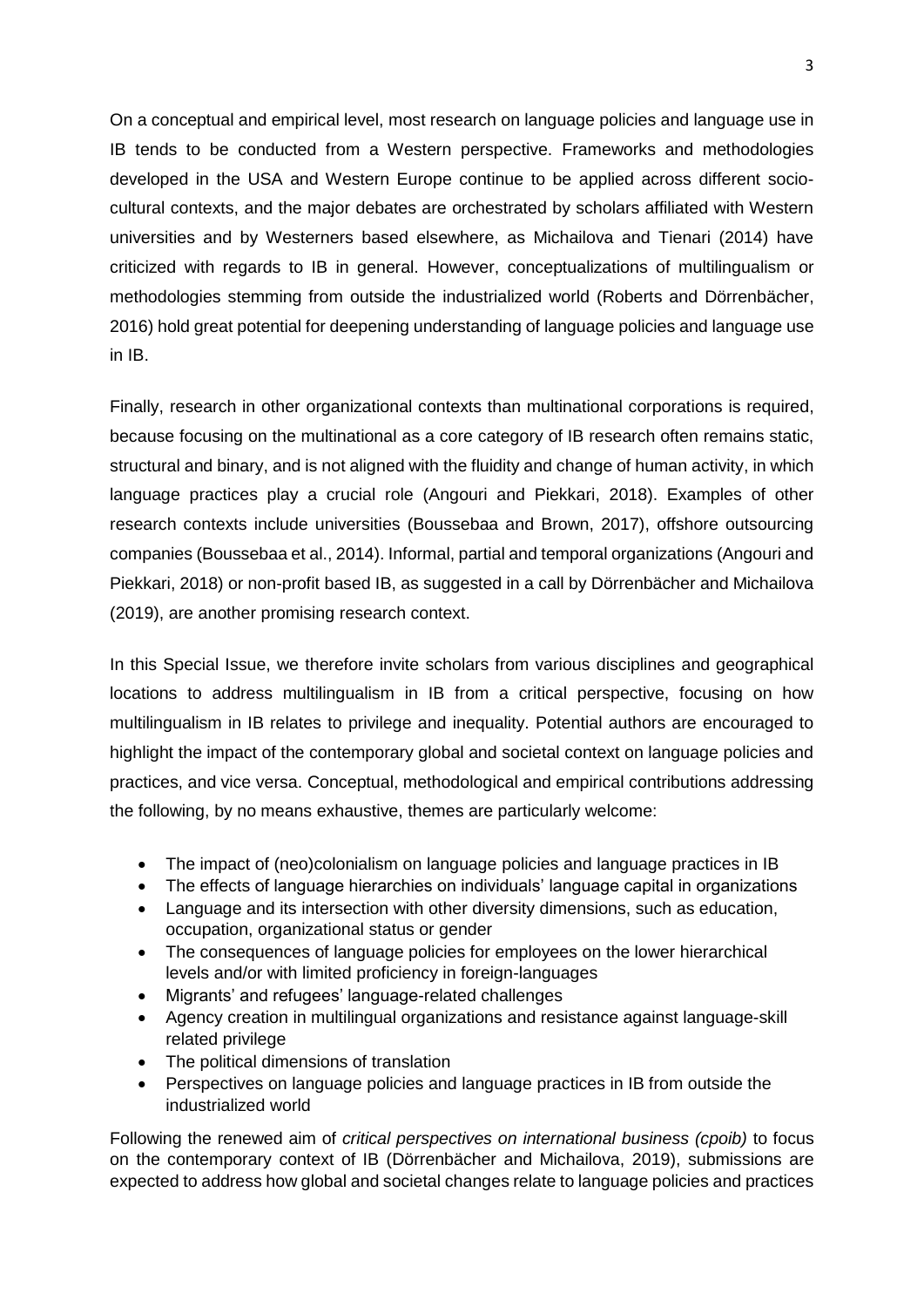On a conceptual and empirical level, most research on language policies and language use in IB tends to be conducted from a Western perspective. Frameworks and methodologies developed in the USA and Western Europe continue to be applied across different socio-cultural contexts, and the major debates are orchestrated by scholars affiliated with Western universities and by Westerners based elsewhere, as Michailova and Tienari (2014) have criticized with regards to IB in general. However, conceptualizations of multilingualism or methodologies stemming from outside the industrialized world (Roberts and Dörrenbächer, 2016) hold great potential for deepening understanding of language policies and language use in IB.

Finally, research in other organizational contexts than multinational corporations is required, because focusing on the multinational as a core category of IB research often remains static, structural and binary, and is not aligned with the fluidity and change of human activity, in which language practices play a crucial role (Angouri and Piekkari, 2018). Examples of other research contexts include universities (Boussebaa and Brown, 2017), offshore outsourcing companies (Boussebaa et al., 2014). Informal, partial and temporal organizations (Angouri and Piekkari, 2018) or non-profit based IB, as suggested in a call by Dörrenbächer and Michailova (2019), are another promising research context.

In this Special Issue, we therefore invite scholars from various disciplines and geographical locations to address multilingualism in IB from a critical perspective, focusing on how multilingualism in IB relates to privilege and inequality. Potential authors are encouraged to highlight the impact of the contemporary global and societal context on language policies and practices, and vice versa. Conceptual, methodological and empirical contributions addressing the following, by no means exhaustive, themes are particularly welcome:

- The impact of (neo)colonialism on language policies and language practices in IB
- The effects of language hierarchies on individuals' language capital in organizations
- Language and its intersection with other diversity dimensions, such as education, occupation, organizational status or gender
- The consequences of language policies for employees on the lower hierarchical levels and/or with limited proficiency in foreign-languages
- Migrants' and refugees' language-related challenges
- Agency creation in multilingual organizations and resistance against language-skill related privilege
- The political dimensions of translation
- Perspectives on language policies and language practices in IB from outside the industrialized world

Following the renewed aim of *critical perspectives on international business (cpoib)* to focus on the contemporary context of IB (Dörrenbächer and Michailova, 2019), submissions are expected to address how global and societal changes relate to language policies and practices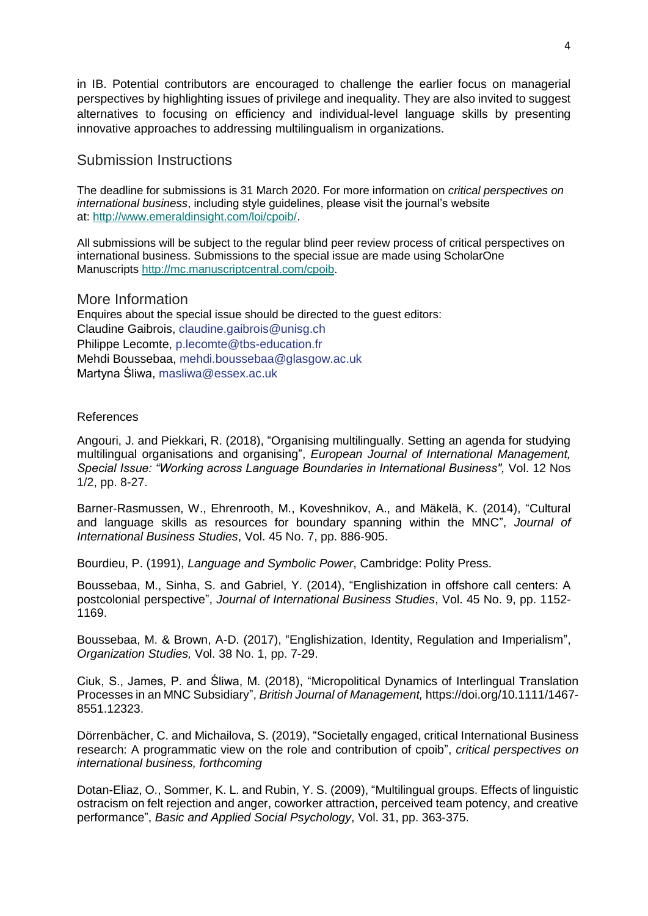in IB. Potential contributors are encouraged to challenge the earlier focus on managerial perspectives by highlighting issues of privilege and inequality. They are also invited to suggest alternatives to focusing on efficiency and individual-level language skills by presenting innovative approaches to addressing multilingualism in organizations.

## Submission Instructions

The deadline for submissions is 31 March 2020. For more information on *critical perspectives on international business*, including style guidelines, please visit the journal's website at: http://www.emeraldinsight.com/loi/cpoib/.

All submissions will be subject to the regular blind peer review process of critical perspectives on international business. Submissions to the special issue are made using ScholarOne Manuscripts http://mc.manuscriptcentral.com/cpoib.

## More Information

Enquires about the special issue should be directed to the guest editors:
Claudine Gaibrois, claudine.gaibrois@unisg.ch
Philippe Lecomte, p.lecomte@tbs-education.fr
Mehdi Boussebaa, mehdi.boussebaa@glasgow.ac.uk
Martyna Śliwa, masliwa@essex.ac.uk

References

Angouri, J. and Piekkari, R. (2018), "Organising multilingually. Setting an agenda for studying multilingual organisations and organising", *European Journal of International Management, Special Issue: "Working across Language Boundaries in International Business",* Vol. 12 Nos 1/2, pp. 8-27.

Barner-Rasmussen, W., Ehrenrooth, M., Koveshnikov, A., and Mäkelä, K. (2014), "Cultural and language skills as resources for boundary spanning within the MNC", *Journal of International Business Studies*, Vol. 45 No. 7, pp. 886-905.

Bourdieu, P. (1991), *Language and Symbolic Power*, Cambridge: Polity Press.

Boussebaa, M., Sinha, S. and Gabriel, Y. (2014), "Englishization in offshore call centers: A postcolonial perspective", *Journal of International Business Studies*, Vol. 45 No. 9, pp. 1152-1169.

Boussebaa, M. & Brown, A-D. (2017), "Englishization, Identity, Regulation and Imperialism", *Organization Studies,* Vol. 38 No. 1, pp. 7-29.

Ciuk, S., James, P. and Śliwa, M. (2018), "Micropolitical Dynamics of Interlingual Translation Processes in an MNC Subsidiary", *British Journal of Management,* https://doi.org/10.1111/1467-8551.12323.

Dörrenbächer, C. and Michailova, S. (2019), "Societally engaged, critical International Business research: A programmatic view on the role and contribution of cpoib", *critical perspectives on international business, forthcoming*

Dotan-Eliaz, O., Sommer, K. L. and Rubin, Y. S. (2009), "Multilingual groups. Effects of linguistic ostracism on felt rejection and anger, coworker attraction, perceived team potency, and creative performance", *Basic and Applied Social Psychology*, Vol. 31, pp. 363-375.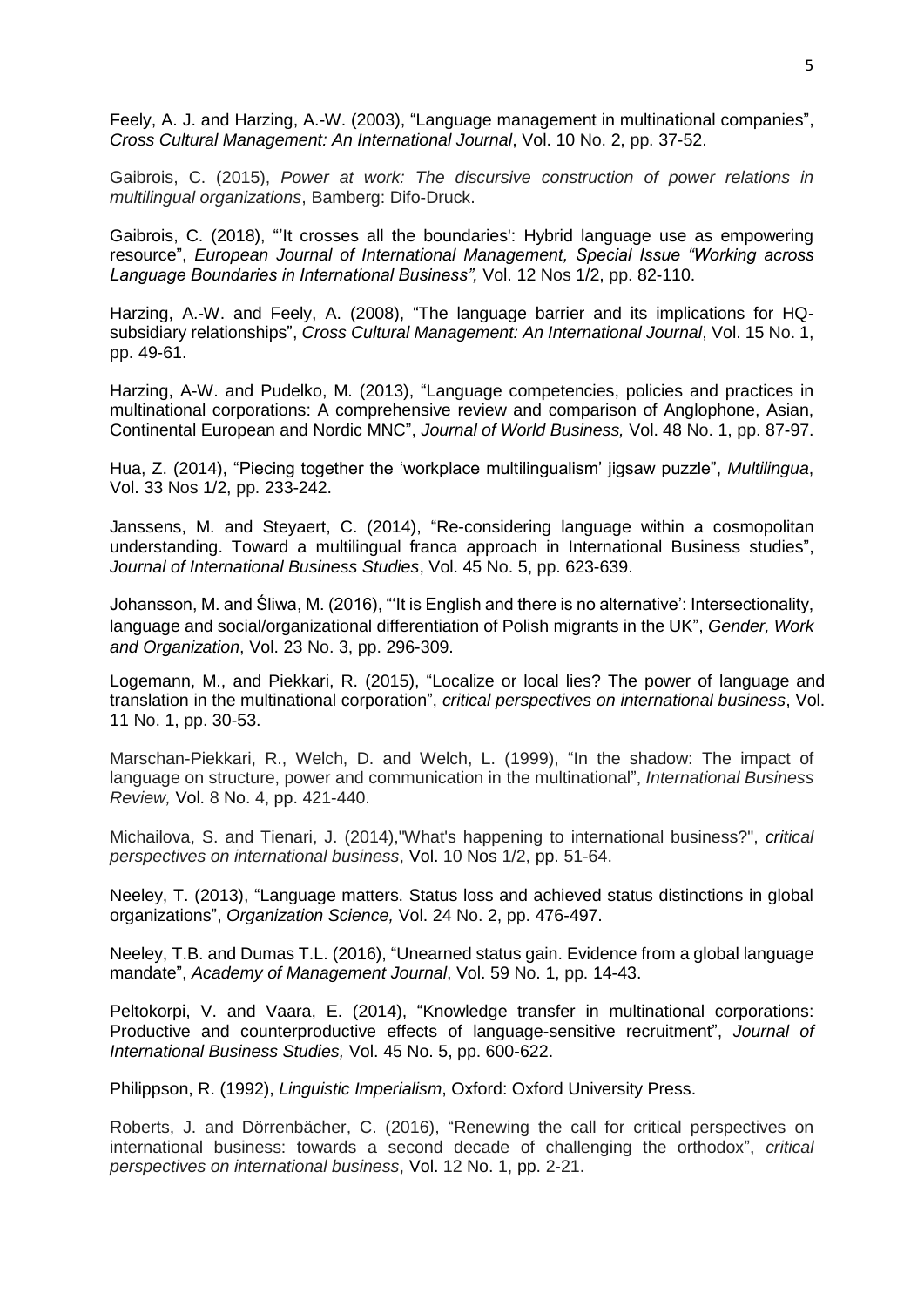Feely, A. J. and Harzing, A.-W. (2003), “Language management in multinational companies”, *Cross Cultural Management: An International Journal*, Vol. 10 No. 2, pp. 37-52.

Gaibrois, C. (2015), *Power at work: The discursive construction of power relations in multilingual organizations*, Bamberg: Difo-Druck.

Gaibrois, C. (2018), “'It crosses all the boundaries': Hybrid language use as empowering resource”, *European Journal of International Management, Special Issue “Working across Language Boundaries in International Business”,* Vol. 12 Nos 1/2, pp. 82-110.

Harzing, A.-W. and Feely, A. (2008), “The language barrier and its implications for HQ-subsidiary relationships”, *Cross Cultural Management: An International Journal*, Vol. 15 No. 1, pp. 49-61.

Harzing, A-W. and Pudelko, M. (2013), “Language competencies, policies and practices in multinational corporations: A comprehensive review and comparison of Anglophone, Asian, Continental European and Nordic MNC”, *Journal of World Business,* Vol. 48 No. 1, pp. 87-97.

Hua, Z. (2014), “Piecing together the ‘workplace multilingualism’ jigsaw puzzle”, *Multilingua*, Vol. 33 Nos 1/2, pp. 233-242.

Janssens, M. and Steyaert, C. (2014), “Re-considering language within a cosmopolitan understanding. Toward a multilingual franca approach in International Business studies”, *Journal of International Business Studies*, Vol. 45 No. 5, pp. 623-639.

Johansson, M. and Śliwa, M. (2016), “‘It is English and there is no alternative’: Intersectionality, language and social/organizational differentiation of Polish migrants in the UK”, *Gender, Work and Organization*, Vol. 23 No. 3, pp. 296-309.

Logemann, M., and Piekkari, R. (2015), “Localize or local lies? The power of language and translation in the multinational corporation”, *critical perspectives on international business*, Vol. 11 No. 1, pp. 30-53.

Marschan-Piekkari, R., Welch, D. and Welch, L. (1999), “In the shadow: The impact of language on structure, power and communication in the multinational”, *International Business Review,* Vol. 8 No. 4, pp. 421-440.

Michailova, S. and Tienari, J. (2014),"What's happening to international business?", *critical perspectives on international business*, Vol. 10 Nos 1/2, pp. 51-64.

Neeley, T. (2013), “Language matters. Status loss and achieved status distinctions in global organizations”, *Organization Science,* Vol. 24 No. 2, pp. 476-497.

Neeley, T.B. and Dumas T.L. (2016), “Unearned status gain. Evidence from a global language mandate”, *Academy of Management Journal*, Vol. 59 No. 1, pp. 14-43.

Peltokorpi, V. and Vaara, E. (2014), “Knowledge transfer in multinational corporations: Productive and counterproductive effects of language-sensitive recruitment”, *Journal of International Business Studies,* Vol. 45 No. 5, pp. 600-622.

Philippson, R. (1992), *Linguistic Imperialism*, Oxford: Oxford University Press.

Roberts, J. and Dörrenbächer, C. (2016), “Renewing the call for critical perspectives on international business: towards a second decade of challenging the orthodox”, *critical perspectives on international business*, Vol. 12 No. 1, pp. 2-21.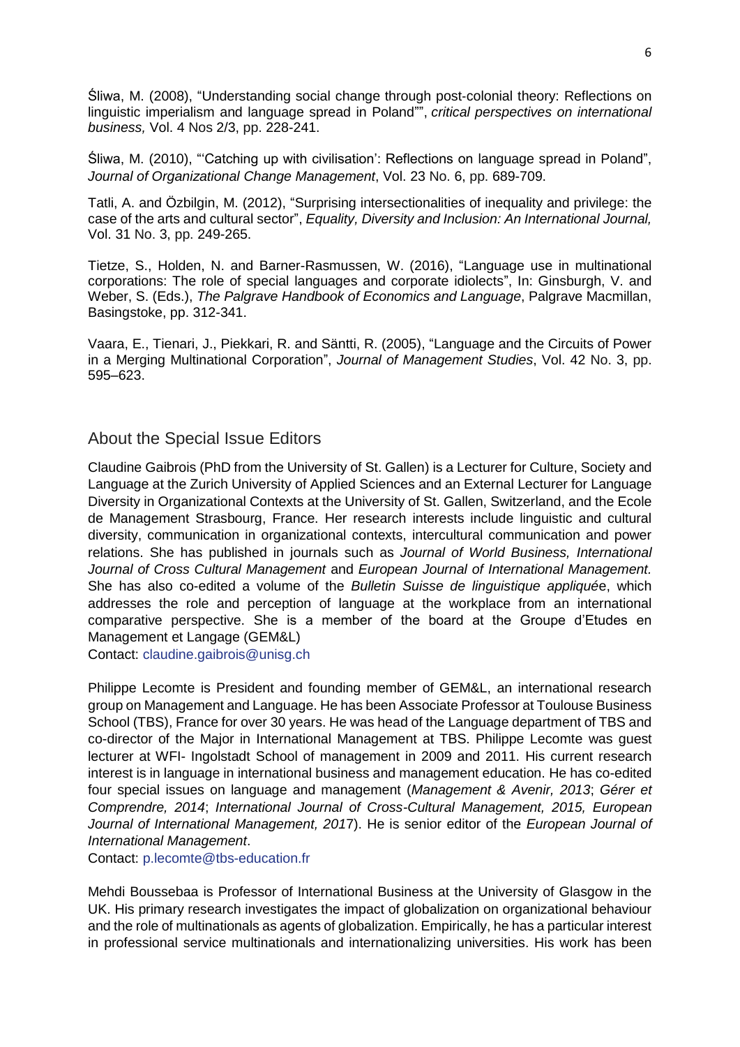Śliwa, M. (2008), "Understanding social change through post-colonial theory: Reflections on linguistic imperialism and language spread in Poland"", *critical perspectives on international business,* Vol. 4 Nos 2/3, pp. 228-241.

Śliwa, M. (2010), "'Catching up with civilisation': Reflections on language spread in Poland", *Journal of Organizational Change Management*, Vol. 23 No. 6, pp. 689-709.

Tatli, A. and Özbilgin, M. (2012), "Surprising intersectionalities of inequality and privilege: the case of the arts and cultural sector", *Equality, Diversity and Inclusion: An International Journal,* Vol. 31 No. 3, pp. 249-265.

Tietze, S., Holden, N. and Barner-Rasmussen, W. (2016), "Language use in multinational corporations: The role of special languages and corporate idiolects", In: Ginsburgh, V. and Weber, S. (Eds.), *The Palgrave Handbook of Economics and Language*, Palgrave Macmillan, Basingstoke, pp. 312-341.

Vaara, E., Tienari, J., Piekkari, R. and Säntti, R. (2005), "Language and the Circuits of Power in a Merging Multinational Corporation", *Journal of Management Studies*, Vol. 42 No. 3, pp. 595–623.

## About the Special Issue Editors

Claudine Gaibrois (PhD from the University of St. Gallen) is a Lecturer for Culture, Society and Language at the Zurich University of Applied Sciences and an External Lecturer for Language Diversity in Organizational Contexts at the University of St. Gallen, Switzerland, and the Ecole de Management Strasbourg, France. Her research interests include linguistic and cultural diversity, communication in organizational contexts, intercultural communication and power relations. She has published in journals such as *Journal of World Business, International Journal of Cross Cultural Management* and *European Journal of International Management.* She has also co-edited a volume of the *Bulletin Suisse de linguistique appliqué*e, which addresses the role and perception of language at the workplace from an international comparative perspective. She is a member of the board at the Groupe d'Etudes en Management et Langage (GEM&L)
Contact: claudine.gaibrois@unisg.ch

Philippe Lecomte is President and founding member of GEM&L, an international research group on Management and Language. He has been Associate Professor at Toulouse Business School (TBS), France for over 30 years. He was head of the Language department of TBS and co-director of the Major in International Management at TBS. Philippe Lecomte was guest lecturer at WFI- Ingolstadt School of management in 2009 and 2011. His current research interest is in language in international business and management education. He has co-edited four special issues on language and management (*Management & Avenir, 2013*; *Gérer et Comprendre, 2014*; *International Journal of Cross-Cultural Management, 2015, European Journal of International Management, 201*7). He is senior editor of the *European Journal of International Management*.
Contact: p.lecomte@tbs-education.fr

Mehdi Boussebaa is Professor of International Business at the University of Glasgow in the UK. His primary research investigates the impact of globalization on organizational behaviour and the role of multinationals as agents of globalization. Empirically, he has a particular interest in professional service multinationals and internationalizing universities. His work has been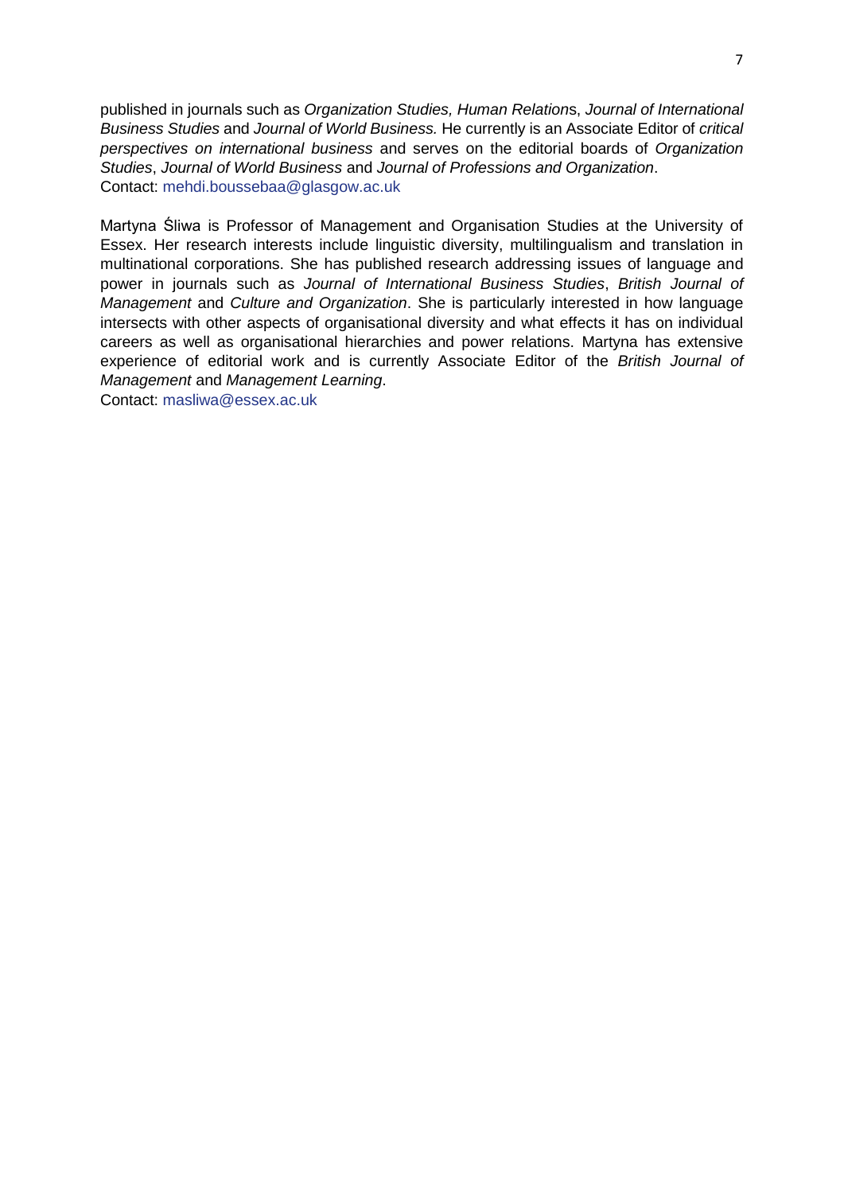published in journals such as *Organization Studies, Human Relations*, *Journal of International Business Studies* and *Journal of World Business.* He currently is an Associate Editor of *critical perspectives on international business* and serves on the editorial boards of *Organization Studies*, *Journal of World Business* and *Journal of Professions and Organization*.
Contact: mehdi.boussebaa@glasgow.ac.uk

Martyna Śliwa is Professor of Management and Organisation Studies at the University of Essex. Her research interests include linguistic diversity, multilingualism and translation in multinational corporations. She has published research addressing issues of language and power in journals such as *Journal of International Business Studies*, *British Journal of Management* and *Culture and Organization*. She is particularly interested in how language intersects with other aspects of organisational diversity and what effects it has on individual careers as well as organisational hierarchies and power relations. Martyna has extensive experience of editorial work and is currently Associate Editor of the *British Journal of Management* and *Management Learning*.
Contact: masliwa@essex.ac.uk